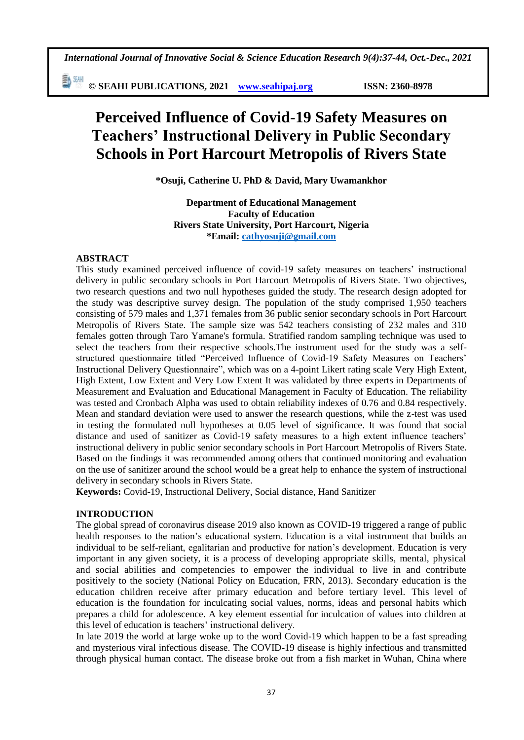# Perceived Influence of Covid-19 Safety Measures on Teachers' Instructional Delivery in Public Secondary Schools in Port Harcourt Metropolis of Rivers State

**\*Osuji, Catherine U. PhD & David, Mary Uwamankhor**

**Department of Educational Management**
**Faculty of Education**
**Rivers State University, Port Harcourt, Nigeria**
**\*Email: cathyosuji@gmail.com**

## ABSTRACT

This study examined perceived influence of covid-19 safety measures on teachers' instructional delivery in public secondary schools in Port Harcourt Metropolis of Rivers State. Two objectives, two research questions and two null hypotheses guided the study. The research design adopted for the study was descriptive survey design. The population of the study comprised 1,950 teachers consisting of 579 males and 1,371 females from 36 public senior secondary schools in Port Harcourt Metropolis of Rivers State. The sample size was 542 teachers consisting of 232 males and 310 females gotten through Taro Yamane's formula. Stratified random sampling technique was used to select the teachers from their respective schools.The instrument used for the study was a self-structured questionnaire titled "Perceived Influence of Covid-19 Safety Measures on Teachers' Instructional Delivery Questionnaire", which was on a 4-point Likert rating scale Very High Extent, High Extent, Low Extent and Very Low Extent It was validated by three experts in Departments of Measurement and Evaluation and Educational Management in Faculty of Education. The reliability was tested and Cronbach Alpha was used to obtain reliability indexes of 0.76 and 0.84 respectively. Mean and standard deviation were used to answer the research questions, while the z-test was used in testing the formulated null hypotheses at 0.05 level of significance. It was found that social distance and used of sanitizer as Covid-19 safety measures to a high extent influence teachers' instructional delivery in public senior secondary schools in Port Harcourt Metropolis of Rivers State. Based on the findings it was recommended among others that continued monitoring and evaluation on the use of sanitizer around the school would be a great help to enhance the system of instructional delivery in secondary schools in Rivers State.

**Keywords:** Covid-19, Instructional Delivery, Social distance, Hand Sanitizer

## INTRODUCTION

The global spread of coronavirus disease 2019 also known as COVID-19 triggered a range of public health responses to the nation's educational system. Education is a vital instrument that builds an individual to be self-reliant, egalitarian and productive for nation's development. Education is very important in any given society, it is a process of developing appropriate skills, mental, physical and social abilities and competencies to empower the individual to live in and contribute positively to the society (National Policy on Education, FRN, 2013). Secondary education is the education children receive after primary education and before tertiary level. This level of education is the foundation for inculcating social values, norms, ideas and personal habits which prepares a child for adolescence. A key element essential for inculcation of values into children at this level of education is teachers' instructional delivery.

In late 2019 the world at large woke up to the word Covid-19 which happen to be a fast spreading and mysterious viral infectious disease. The COVID-19 disease is highly infectious and transmitted through physical human contact. The disease broke out from a fish market in Wuhan, China where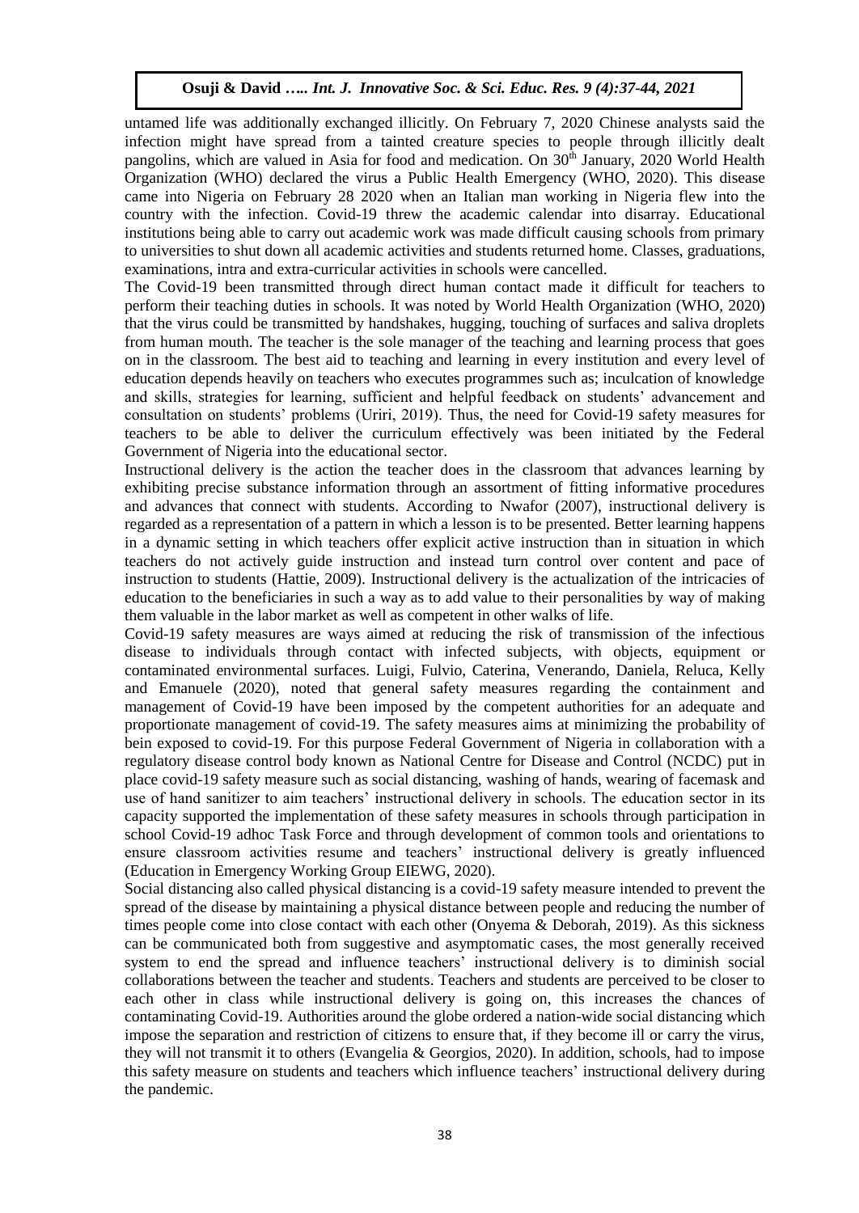untamed life was additionally exchanged illicitly. On February 7, 2020 Chinese analysts said the infection might have spread from a tainted creature species to people through illicitly dealt pangolins, which are valued in Asia for food and medication. On 30th January, 2020 World Health Organization (WHO) declared the virus a Public Health Emergency (WHO, 2020). This disease came into Nigeria on February 28 2020 when an Italian man working in Nigeria flew into the country with the infection. Covid-19 threw the academic calendar into disarray. Educational institutions being able to carry out academic work was made difficult causing schools from primary to universities to shut down all academic activities and students returned home. Classes, graduations, examinations, intra and extra-curricular activities in schools were cancelled.

The Covid-19 been transmitted through direct human contact made it difficult for teachers to perform their teaching duties in schools. It was noted by World Health Organization (WHO, 2020) that the virus could be transmitted by handshakes, hugging, touching of surfaces and saliva droplets from human mouth. The teacher is the sole manager of the teaching and learning process that goes on in the classroom. The best aid to teaching and learning in every institution and every level of education depends heavily on teachers who executes programmes such as; inculcation of knowledge and skills, strategies for learning, sufficient and helpful feedback on students' advancement and consultation on students' problems (Uriri, 2019). Thus, the need for Covid-19 safety measures for teachers to be able to deliver the curriculum effectively was been initiated by the Federal Government of Nigeria into the educational sector.

Instructional delivery is the action the teacher does in the classroom that advances learning by exhibiting precise substance information through an assortment of fitting informative procedures and advances that connect with students. According to Nwafor (2007), instructional delivery is regarded as a representation of a pattern in which a lesson is to be presented. Better learning happens in a dynamic setting in which teachers offer explicit active instruction than in situation in which teachers do not actively guide instruction and instead turn control over content and pace of instruction to students (Hattie, 2009). Instructional delivery is the actualization of the intricacies of education to the beneficiaries in such a way as to add value to their personalities by way of making them valuable in the labor market as well as competent in other walks of life.

Covid-19 safety measures are ways aimed at reducing the risk of transmission of the infectious disease to individuals through contact with infected subjects, with objects, equipment or contaminated environmental surfaces. Luigi, Fulvio, Caterina, Venerando, Daniela, Reluca, Kelly and Emanuele (2020), noted that general safety measures regarding the containment and management of Covid-19 have been imposed by the competent authorities for an adequate and proportionate management of covid-19. The safety measures aims at minimizing the probability of bein exposed to covid-19. For this purpose Federal Government of Nigeria in collaboration with a regulatory disease control body known as National Centre for Disease and Control (NCDC) put in place covid-19 safety measure such as social distancing, washing of hands, wearing of facemask and use of hand sanitizer to aim teachers' instructional delivery in schools. The education sector in its capacity supported the implementation of these safety measures in schools through participation in school Covid-19 adhoc Task Force and through development of common tools and orientations to ensure classroom activities resume and teachers' instructional delivery is greatly influenced (Education in Emergency Working Group EIEWG, 2020).

Social distancing also called physical distancing is a covid-19 safety measure intended to prevent the spread of the disease by maintaining a physical distance between people and reducing the number of times people come into close contact with each other (Onyema & Deborah, 2019). As this sickness can be communicated both from suggestive and asymptomatic cases, the most generally received system to end the spread and influence teachers' instructional delivery is to diminish social collaborations between the teacher and students. Teachers and students are perceived to be closer to each other in class while instructional delivery is going on, this increases the chances of contaminating Covid-19. Authorities around the globe ordered a nation-wide social distancing which impose the separation and restriction of citizens to ensure that, if they become ill or carry the virus, they will not transmit it to others (Evangelia & Georgios, 2020). In addition, schools, had to impose this safety measure on students and teachers which influence teachers' instructional delivery during the pandemic.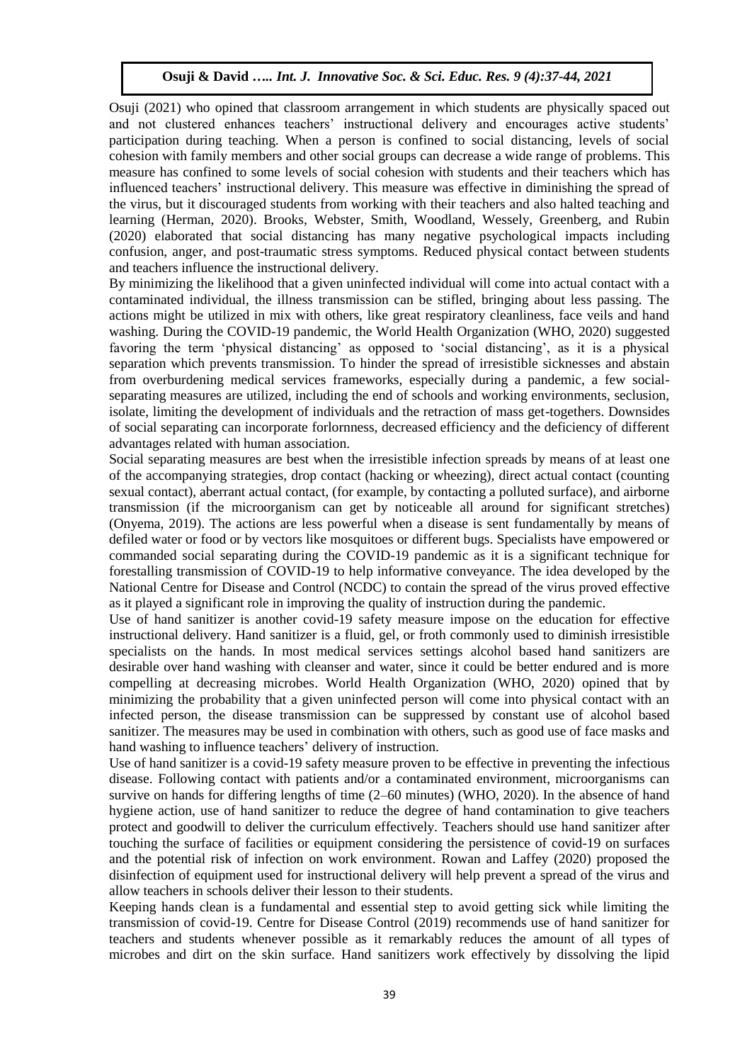Osuji (2021) who opined that classroom arrangement in which students are physically spaced out and not clustered enhances teachers' instructional delivery and encourages active students' participation during teaching. When a person is confined to social distancing, levels of social cohesion with family members and other social groups can decrease a wide range of problems. This measure has confined to some levels of social cohesion with students and their teachers which has influenced teachers' instructional delivery. This measure was effective in diminishing the spread of the virus, but it discouraged students from working with their teachers and also halted teaching and learning (Herman, 2020). Brooks, Webster, Smith, Woodland, Wessely, Greenberg, and Rubin (2020) elaborated that social distancing has many negative psychological impacts including confusion, anger, and post-traumatic stress symptoms. Reduced physical contact between students and teachers influence the instructional delivery.

By minimizing the likelihood that a given uninfected individual will come into actual contact with a contaminated individual, the illness transmission can be stifled, bringing about less passing. The actions might be utilized in mix with others, like great respiratory cleanliness, face veils and hand washing. During the COVID-19 pandemic, the World Health Organization (WHO, 2020) suggested favoring the term 'physical distancing' as opposed to 'social distancing', as it is a physical separation which prevents transmission. To hinder the spread of irresistible sicknesses and abstain from overburdening medical services frameworks, especially during a pandemic, a few social-separating measures are utilized, including the end of schools and working environments, seclusion, isolate, limiting the development of individuals and the retraction of mass get-togethers. Downsides of social separating can incorporate forlornness, decreased efficiency and the deficiency of different advantages related with human association.

Social separating measures are best when the irresistible infection spreads by means of at least one of the accompanying strategies, drop contact (hacking or wheezing), direct actual contact (counting sexual contact), aberrant actual contact, (for example, by contacting a polluted surface), and airborne transmission (if the microorganism can get by noticeable all around for significant stretches) (Onyema, 2019). The actions are less powerful when a disease is sent fundamentally by means of defiled water or food or by vectors like mosquitoes or different bugs. Specialists have empowered or commanded social separating during the COVID-19 pandemic as it is a significant technique for forestalling transmission of COVID-19 to help informative conveyance. The idea developed by the National Centre for Disease and Control (NCDC) to contain the spread of the virus proved effective as it played a significant role in improving the quality of instruction during the pandemic.

Use of hand sanitizer is another covid-19 safety measure impose on the education for effective instructional delivery. Hand sanitizer is a fluid, gel, or froth commonly used to diminish irresistible specialists on the hands. In most medical services settings alcohol based hand sanitizers are desirable over hand washing with cleanser and water, since it could be better endured and is more compelling at decreasing microbes. World Health Organization (WHO, 2020) opined that by minimizing the probability that a given uninfected person will come into physical contact with an infected person, the disease transmission can be suppressed by constant use of alcohol based sanitizer. The measures may be used in combination with others, such as good use of face masks and hand washing to influence teachers' delivery of instruction.

Use of hand sanitizer is a covid-19 safety measure proven to be effective in preventing the infectious disease. Following contact with patients and/or a contaminated environment, microorganisms can survive on hands for differing lengths of time (2–60 minutes) (WHO, 2020). In the absence of hand hygiene action, use of hand sanitizer to reduce the degree of hand contamination to give teachers protect and goodwill to deliver the curriculum effectively. Teachers should use hand sanitizer after touching the surface of facilities or equipment considering the persistence of covid-19 on surfaces and the potential risk of infection on work environment. Rowan and Laffey (2020) proposed the disinfection of equipment used for instructional delivery will help prevent a spread of the virus and allow teachers in schools deliver their lesson to their students.

Keeping hands clean is a fundamental and essential step to avoid getting sick while limiting the transmission of covid-19. Centre for Disease Control (2019) recommends use of hand sanitizer for teachers and students whenever possible as it remarkably reduces the amount of all types of microbes and dirt on the skin surface. Hand sanitizers work effectively by dissolving the lipid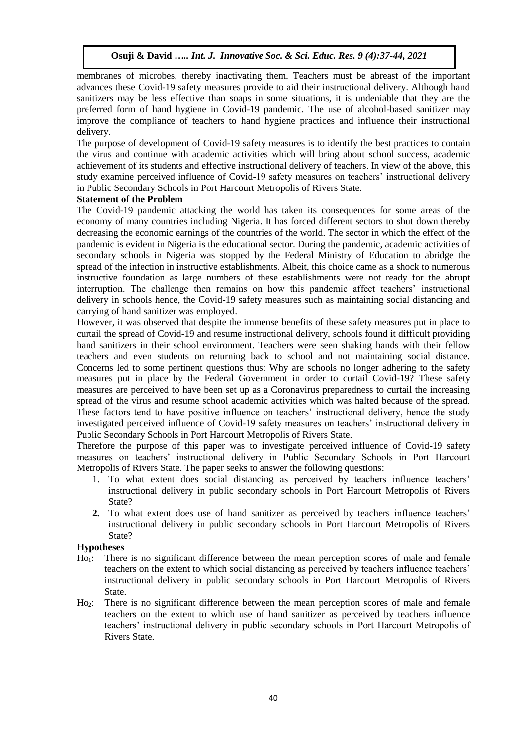membranes of microbes, thereby inactivating them. Teachers must be abreast of the important advances these Covid-19 safety measures provide to aid their instructional delivery. Although hand sanitizers may be less effective than soaps in some situations, it is undeniable that they are the preferred form of hand hygiene in Covid-19 pandemic. The use of alcohol-based sanitizer may improve the compliance of teachers to hand hygiene practices and influence their instructional delivery.

The purpose of development of Covid-19 safety measures is to identify the best practices to contain the virus and continue with academic activities which will bring about school success, academic achievement of its students and effective instructional delivery of teachers. In view of the above, this study examine perceived influence of Covid-19 safety measures on teachers' instructional delivery in Public Secondary Schools in Port Harcourt Metropolis of Rivers State.

**Statement of the Problem**

The Covid-19 pandemic attacking the world has taken its consequences for some areas of the economy of many countries including Nigeria. It has forced different sectors to shut down thereby decreasing the economic earnings of the countries of the world. The sector in which the effect of the pandemic is evident in Nigeria is the educational sector. During the pandemic, academic activities of secondary schools in Nigeria was stopped by the Federal Ministry of Education to abridge the spread of the infection in instructive establishments. Albeit, this choice came as a shock to numerous instructive foundation as large numbers of these establishments were not ready for the abrupt interruption. The challenge then remains on how this pandemic affect teachers' instructional delivery in schools hence, the Covid-19 safety measures such as maintaining social distancing and carrying of hand sanitizer was employed.

However, it was observed that despite the immense benefits of these safety measures put in place to curtail the spread of Covid-19 and resume instructional delivery, schools found it difficult providing hand sanitizers in their school environment. Teachers were seen shaking hands with their fellow teachers and even students on returning back to school and not maintaining social distance. Concerns led to some pertinent questions thus: Why are schools no longer adhering to the safety measures put in place by the Federal Government in order to curtail Covid-19? These safety measures are perceived to have been set up as a Coronavirus preparedness to curtail the increasing spread of the virus and resume school academic activities which was halted because of the spread. These factors tend to have positive influence on teachers' instructional delivery, hence the study investigated perceived influence of Covid-19 safety measures on teachers' instructional delivery in Public Secondary Schools in Port Harcourt Metropolis of Rivers State.

Therefore the purpose of this paper was to investigate perceived influence of Covid-19 safety measures on teachers' instructional delivery in Public Secondary Schools in Port Harcourt Metropolis of Rivers State. The paper seeks to answer the following questions:

1. To what extent does social distancing as perceived by teachers influence teachers' instructional delivery in public secondary schools in Port Harcourt Metropolis of Rivers State?
2. To what extent does use of hand sanitizer as perceived by teachers influence teachers' instructional delivery in public secondary schools in Port Harcourt Metropolis of Rivers State?

**Hypotheses**

$Ho_1$: There is no significant difference between the mean perception scores of male and female teachers on the extent to which social distancing as perceived by teachers influence teachers' instructional delivery in public secondary schools in Port Harcourt Metropolis of Rivers State.

$Ho_2$: There is no significant difference between the mean perception scores of male and female teachers on the extent to which use of hand sanitizer as perceived by teachers influence teachers' instructional delivery in public secondary schools in Port Harcourt Metropolis of Rivers State.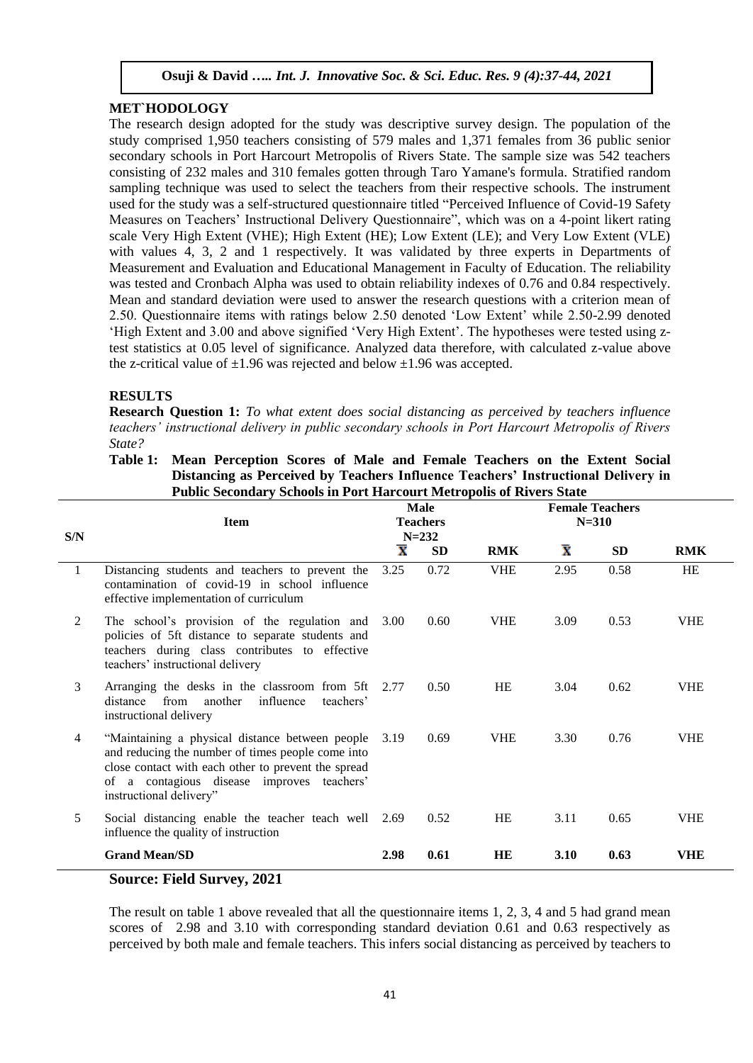## MET`HODOLOGY

The research design adopted for the study was descriptive survey design. The population of the study comprised 1,950 teachers consisting of 579 males and 1,371 females from 36 public senior secondary schools in Port Harcourt Metropolis of Rivers State. The sample size was 542 teachers consisting of 232 males and 310 females gotten through Taro Yamane's formula. Stratified random sampling technique was used to select the teachers from their respective schools. The instrument used for the study was a self-structured questionnaire titled "Perceived Influence of Covid-19 Safety Measures on Teachers' Instructional Delivery Questionnaire", which was on a 4-point likert rating scale Very High Extent (VHE); High Extent (HE); Low Extent (LE); and Very Low Extent (VLE) with values 4, 3, 2 and 1 respectively. It was validated by three experts in Departments of Measurement and Evaluation and Educational Management in Faculty of Education. The reliability was tested and Cronbach Alpha was used to obtain reliability indexes of 0.76 and 0.84 respectively. Mean and standard deviation were used to answer the research questions with a criterion mean of 2.50. Questionnaire items with ratings below 2.50 denoted 'Low Extent' while 2.50-2.99 denoted 'High Extent and 3.00 and above signified 'Very High Extent'. The hypotheses were tested using z-test statistics at 0.05 level of significance. Analyzed data therefore, with calculated z-value above the z-critical value of ±1.96 was rejected and below ±1.96 was accepted.

## RESULTS

**Research Question 1:** *To what extent does social distancing as perceived by teachers influence teachers' instructional delivery in public secondary schools in Port Harcourt Metropolis of Rivers State?*

**Table 1: Mean Perception Scores of Male and Female Teachers on the Extent Social Distancing as Perceived by Teachers Influence Teachers' Instructional Delivery in Public Secondary Schools in Port Harcourt Metropolis of Rivers State**

| S/N | Item | Male Teachers N=232 | | | Female Teachers N=310 | | |
|---|---|---|---|---|---|---|---|
| | | $\bar{X}$ | SD | RMK | $\bar{X}$ | SD | RMK |
| 1 | Distancing students and teachers to prevent the contamination of covid-19 in school influence effective implementation of curriculum | 3.25 | 0.72 | VHE | 2.95 | 0.58 | HE |
| 2 | The school's provision of the regulation and policies of 5ft distance to separate students and teachers during class contributes to effective teachers' instructional delivery | 3.00 | 0.60 | VHE | 3.09 | 0.53 | VHE |
| 3 | Arranging the desks in the classroom from 5ft distance from another influence teachers' instructional delivery | 2.77 | 0.50 | HE | 3.04 | 0.62 | VHE |
| 4 | "Maintaining a physical distance between people and reducing the number of times people come into close contact with each other to prevent the spread of a contagious disease improves teachers' instructional delivery" | 3.19 | 0.69 | VHE | 3.30 | 0.76 | VHE |
| 5 | Social distancing enable the teacher teach well influence the quality of instruction | 2.69 | 0.52 | HE | 3.11 | 0.65 | VHE |
| | **Grand Mean/SD** | **2.98** | **0.61** | **HE** | **3.10** | **0.63** | **VHE** |

**Source: Field Survey, 2021**

The result on table 1 above revealed that all the questionnaire items 1, 2, 3, 4 and 5 had grand mean scores of 2.98 and 3.10 with corresponding standard deviation 0.61 and 0.63 respectively as perceived by both male and female teachers. This infers social distancing as perceived by teachers to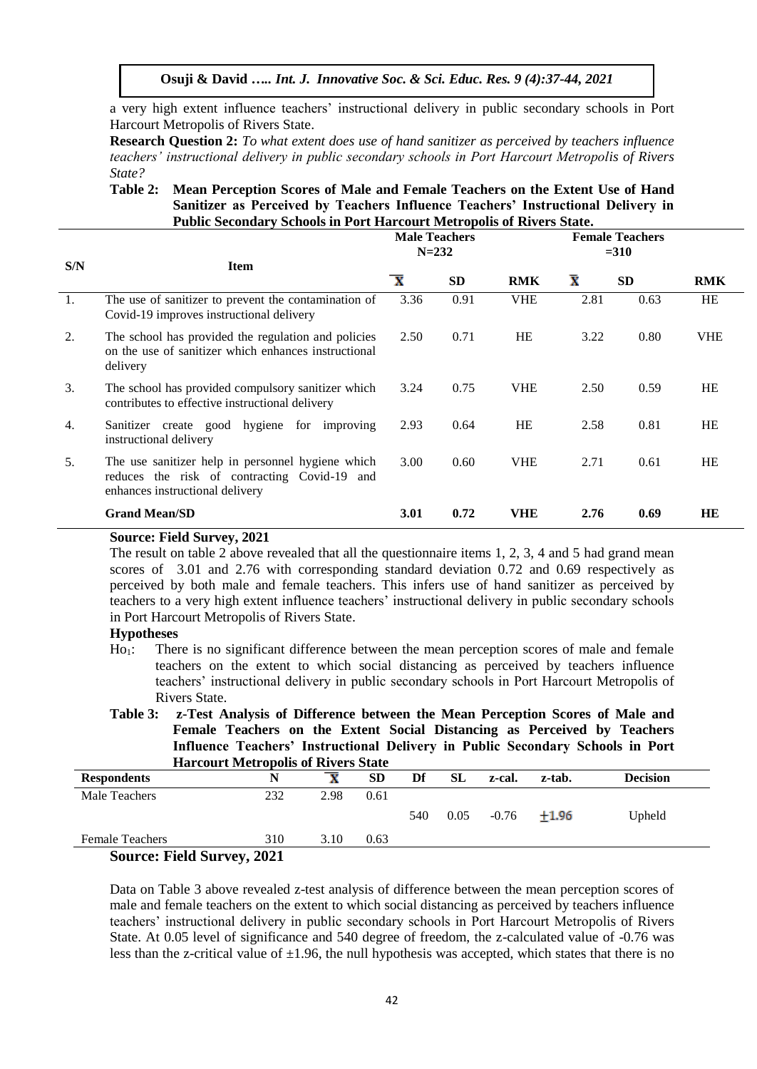a very high extent influence teachers' instructional delivery in public secondary schools in Port Harcourt Metropolis of Rivers State.

**Research Question 2:** *To what extent does use of hand sanitizer as perceived by teachers influence teachers' instructional delivery in public secondary schools in Port Harcourt Metropolis of Rivers State?*

**Table 2: Mean Perception Scores of Male and Female Teachers on the Extent Use of Hand Sanitizer as Perceived by Teachers Influence Teachers' Instructional Delivery in Public Secondary Schools in Port Harcourt Metropolis of Rivers State.**

| S/N | Item | Male Teachers N=232 | | | Female Teachers =310 | | |
|---|---|---|---|---|---|---|---|
| | | $\bar{X}$ | SD | RMK | $\bar{X}$ | SD | RMK |
| 1. | The use of sanitizer to prevent the contamination of Covid-19 improves instructional delivery | 3.36 | 0.91 | VHE | 2.81 | 0.63 | HE |
| 2. | The school has provided the regulation and policies on the use of sanitizer which enhances instructional delivery | 2.50 | 0.71 | HE | 3.22 | 0.80 | VHE |
| 3. | The school has provided compulsory sanitizer which contributes to effective instructional delivery | 3.24 | 0.75 | VHE | 2.50 | 0.59 | HE |
| 4. | Sanitizer create good hygiene for improving instructional delivery | 2.93 | 0.64 | HE | 2.58 | 0.81 | HE |
| 5. | The use sanitizer help in personnel hygiene which reduces the risk of contracting Covid-19 and enhances instructional delivery | 3.00 | 0.60 | VHE | 2.71 | 0.61 | HE |
| | **Grand Mean/SD** | **3.01** | **0.72** | **VHE** | **2.76** | **0.69** | **HE** |

**Source: Field Survey, 2021**

The result on table 2 above revealed that all the questionnaire items 1, 2, 3, 4 and 5 had grand mean scores of 3.01 and 2.76 with corresponding standard deviation 0.72 and 0.69 respectively as perceived by both male and female teachers. This infers use of hand sanitizer as perceived by teachers to a very high extent influence teachers' instructional delivery in public secondary schools in Port Harcourt Metropolis of Rivers State.

**Hypotheses**

$Ho_1$: There is no significant difference between the mean perception scores of male and female teachers on the extent to which social distancing as perceived by teachers influence teachers' instructional delivery in public secondary schools in Port Harcourt Metropolis of Rivers State.

**Table 3: z-Test Analysis of Difference between the Mean Perception Scores of Male and Female Teachers on the Extent Social Distancing as Perceived by Teachers Influence Teachers' Instructional Delivery in Public Secondary Schools in Port Harcourt Metropolis of Rivers State**

| Respondents | N | $\bar{X}$ | SD | Df | SL | z-cal. | z-tab. | Decision |
|---|---|---|---|---|---|---|---|---|
| Male Teachers | 232 | 2.98 | 0.61 | | | | | |
| | | | | 540 | 0.05 | -0.76 | ±1.96 | Upheld |
| Female Teachers | 310 | 3.10 | 0.63 | | | | | |

**Source: Field Survey, 2021**

Data on Table 3 above revealed z-test analysis of difference between the mean perception scores of male and female teachers on the extent to which social distancing as perceived by teachers influence teachers' instructional delivery in public secondary schools in Port Harcourt Metropolis of Rivers State. At 0.05 level of significance and 540 degree of freedom, the z-calculated value of -0.76 was less than the z-critical value of ±1.96, the null hypothesis was accepted, which states that there is no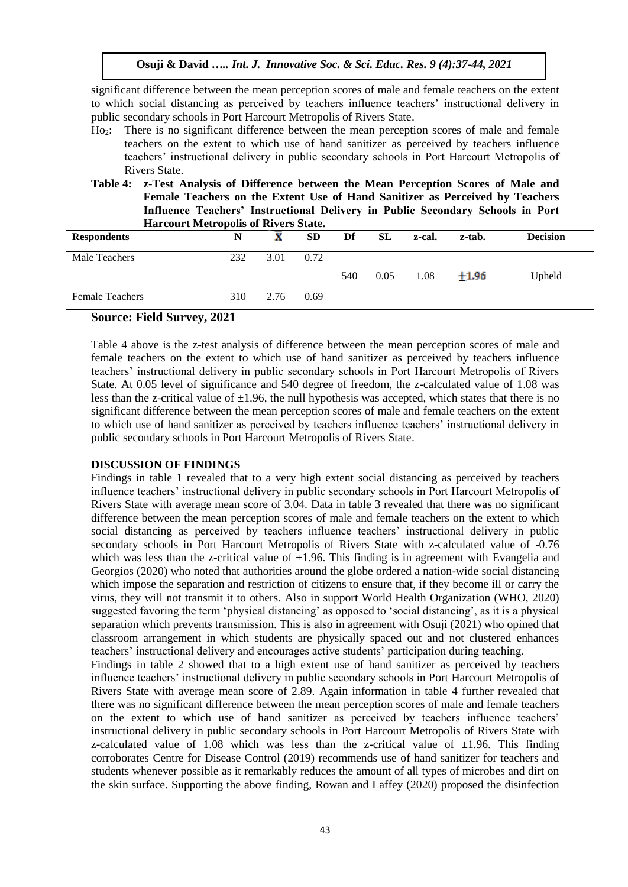significant difference between the mean perception scores of male and female teachers on the extent to which social distancing as perceived by teachers influence teachers' instructional delivery in public secondary schools in Port Harcourt Metropolis of Rivers State.

$Ho_2$: There is no significant difference between the mean perception scores of male and female teachers on the extent to which use of hand sanitizer as perceived by teachers influence teachers' instructional delivery in public secondary schools in Port Harcourt Metropolis of Rivers State.

**Table 4: z-Test Analysis of Difference between the Mean Perception Scores of Male and Female Teachers on the Extent Use of Hand Sanitizer as Perceived by Teachers Influence Teachers' Instructional Delivery in Public Secondary Schools in Port Harcourt Metropolis of Rivers State.**

| Respondents | N | $\bar{X}$ | SD | Df | SL | z-cal. | z-tab. | Decision |
|---|---|---|---|---|---|---|---|---|
| Male Teachers | 232 | 3.01 | 0.72 | | | | | |
| | | | | 540 | 0.05 | 1.08 | $\pm 1.96$ | Upheld |
| Female Teachers | 310 | 2.76 | 0.69 | | | | | |

**Source: Field Survey, 2021**

Table 4 above is the z-test analysis of difference between the mean perception scores of male and female teachers on the extent to which use of hand sanitizer as perceived by teachers influence teachers' instructional delivery in public secondary schools in Port Harcourt Metropolis of Rivers State. At 0.05 level of significance and 540 degree of freedom, the z-calculated value of 1.08 was less than the z-critical value of $\pm 1.96$, the null hypothesis was accepted, which states that there is no significant difference between the mean perception scores of male and female teachers on the extent to which use of hand sanitizer as perceived by teachers influence teachers' instructional delivery in public secondary schools in Port Harcourt Metropolis of Rivers State.

## DISCUSSION OF FINDINGS

Findings in table 1 revealed that to a very high extent social distancing as perceived by teachers influence teachers' instructional delivery in public secondary schools in Port Harcourt Metropolis of Rivers State with average mean score of 3.04. Data in table 3 revealed that there was no significant difference between the mean perception scores of male and female teachers on the extent to which social distancing as perceived by teachers influence teachers' instructional delivery in public secondary schools in Port Harcourt Metropolis of Rivers State with z-calculated value of -0.76 which was less than the z-critical value of $\pm 1.96$. This finding is in agreement with Evangelia and Georgios (2020) who noted that authorities around the globe ordered a nation-wide social distancing which impose the separation and restriction of citizens to ensure that, if they become ill or carry the virus, they will not transmit it to others. Also in support World Health Organization (WHO, 2020) suggested favoring the term 'physical distancing' as opposed to 'social distancing', as it is a physical separation which prevents transmission. This is also in agreement with Osuji (2021) who opined that classroom arrangement in which students are physically spaced out and not clustered enhances teachers' instructional delivery and encourages active students' participation during teaching.

Findings in table 2 showed that to a high extent use of hand sanitizer as perceived by teachers influence teachers' instructional delivery in public secondary schools in Port Harcourt Metropolis of Rivers State with average mean score of 2.89. Again information in table 4 further revealed that there was no significant difference between the mean perception scores of male and female teachers on the extent to which use of hand sanitizer as perceived by teachers influence teachers' instructional delivery in public secondary schools in Port Harcourt Metropolis of Rivers State with z-calculated value of 1.08 which was less than the z-critical value of $\pm 1.96$. This finding corroborates Centre for Disease Control (2019) recommends use of hand sanitizer for teachers and students whenever possible as it remarkably reduces the amount of all types of microbes and dirt on the skin surface. Supporting the above finding, Rowan and Laffey (2020) proposed the disinfection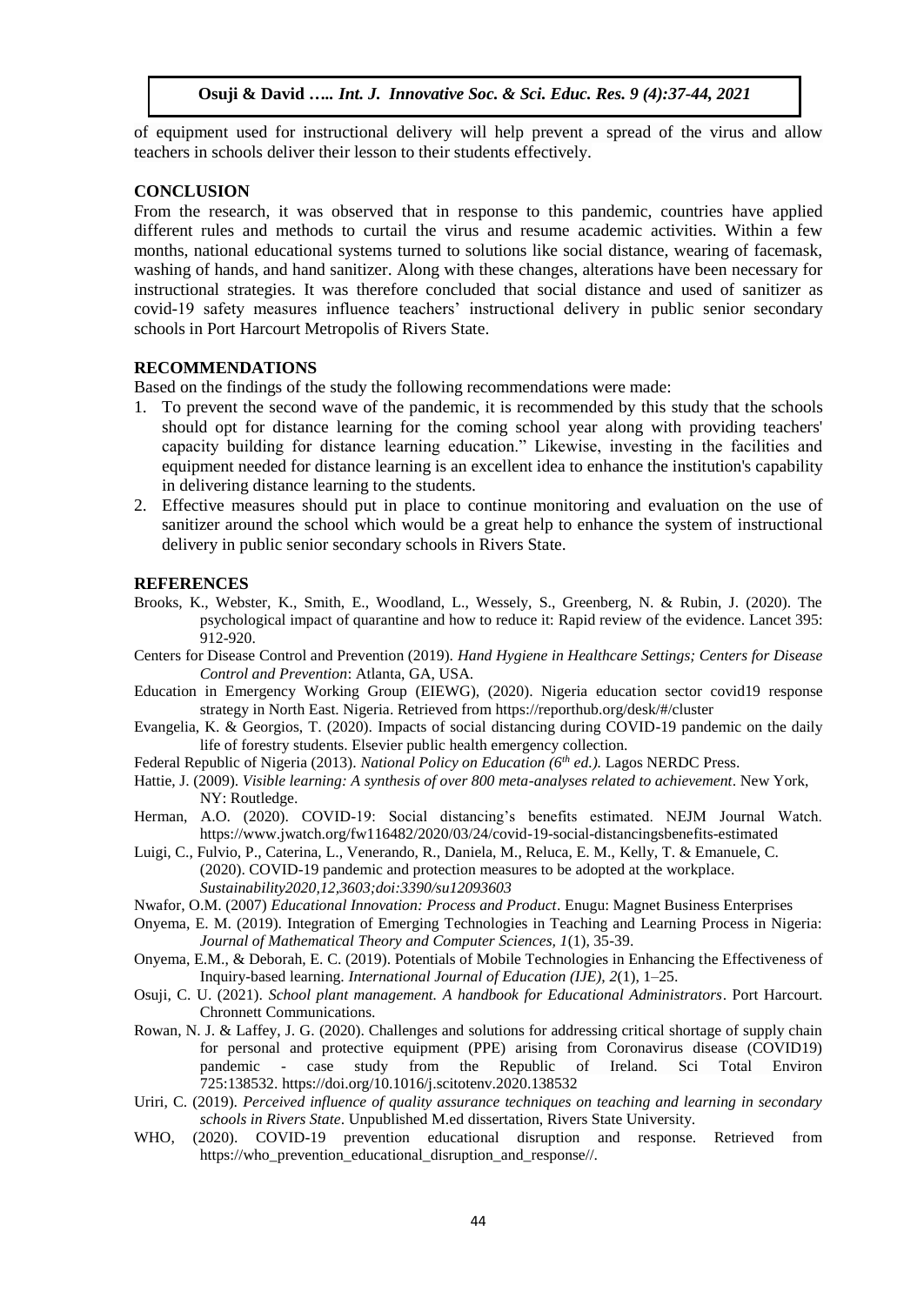of equipment used for instructional delivery will help prevent a spread of the virus and allow teachers in schools deliver their lesson to their students effectively.

## CONCLUSION

From the research, it was observed that in response to this pandemic, countries have applied different rules and methods to curtail the virus and resume academic activities. Within a few months, national educational systems turned to solutions like social distance, wearing of facemask, washing of hands, and hand sanitizer. Along with these changes, alterations have been necessary for instructional strategies. It was therefore concluded that social distance and used of sanitizer as covid-19 safety measures influence teachers' instructional delivery in public senior secondary schools in Port Harcourt Metropolis of Rivers State.

## RECOMMENDATIONS

Based on the findings of the study the following recommendations were made:

1. To prevent the second wave of the pandemic, it is recommended by this study that the schools should opt for distance learning for the coming school year along with providing teachers' capacity building for distance learning education." Likewise, investing in the facilities and equipment needed for distance learning is an excellent idea to enhance the institution's capability in delivering distance learning to the students.
2. Effective measures should put in place to continue monitoring and evaluation on the use of sanitizer around the school which would be a great help to enhance the system of instructional delivery in public senior secondary schools in Rivers State.

## REFERENCES

Brooks, K., Webster, K., Smith, E., Woodland, L., Wessely, S., Greenberg, N. & Rubin, J. (2020). The psychological impact of quarantine and how to reduce it: Rapid review of the evidence. Lancet 395: 912-920.

Centers for Disease Control and Prevention (2019). *Hand Hygiene in Healthcare Settings; Centers for Disease Control and Prevention*: Atlanta, GA, USA.

Education in Emergency Working Group (EIEWG), (2020). Nigeria education sector covid19 response strategy in North East. Nigeria. Retrieved from https://reporthub.org/desk/#/cluster

Evangelia, K. & Georgios, T. (2020). Impacts of social distancing during COVID-19 pandemic on the daily life of forestry students. Elsevier public health emergency collection.

Federal Republic of Nigeria (2013). *National Policy on Education (6th ed.).* Lagos NERDC Press.

Hattie, J. (2009). *Visible learning: A synthesis of over 800 meta-analyses related to achievement*. New York, NY: Routledge.

Herman, A.O. (2020). COVID-19: Social distancing's benefits estimated. NEJM Journal Watch. https://www.jwatch.org/fw116482/2020/03/24/covid-19-social-distancingsbenefits-estimated

Luigi, C., Fulvio, P., Caterina, L., Venerando, R., Daniela, M., Reluca, E. M., Kelly, T. & Emanuele, C. (2020). COVID-19 pandemic and protection measures to be adopted at the workplace. *Sustainability2020,12,3603;doi:3390/su12093603*

Nwafor, O.M. (2007) *Educational Innovation: Process and Product*. Enugu: Magnet Business Enterprises

Onyema, E. M. (2019). Integration of Emerging Technologies in Teaching and Learning Process in Nigeria: *Journal of Mathematical Theory and Computer Sciences, 1*(1), 35-39.

Onyema, E.M., & Deborah, E. C. (2019). Potentials of Mobile Technologies in Enhancing the Effectiveness of Inquiry-based learning. *International Journal of Education (IJE), 2*(1), 1–25.

Osuji, C. U. (2021). *School plant management. A handbook for Educational Administrators*. Port Harcourt. Chronnett Communications.

Rowan, N. J. & Laffey, J. G. (2020). Challenges and solutions for addressing critical shortage of supply chain for personal and protective equipment (PPE) arising from Coronavirus disease (COVID19) pandemic - case study from the Republic of Ireland. Sci Total Environ 725:138532. https://doi.org/10.1016/j.scitotenv.2020.138532

Uriri, C. (2019). *Perceived influence of quality assurance techniques on teaching and learning in secondary schools in Rivers State*. Unpublished M.ed dissertation, Rivers State University.

WHO, (2020). COVID-19 prevention educational disruption and response. Retrieved from https://who_prevention_educational_disruption_and_response//.